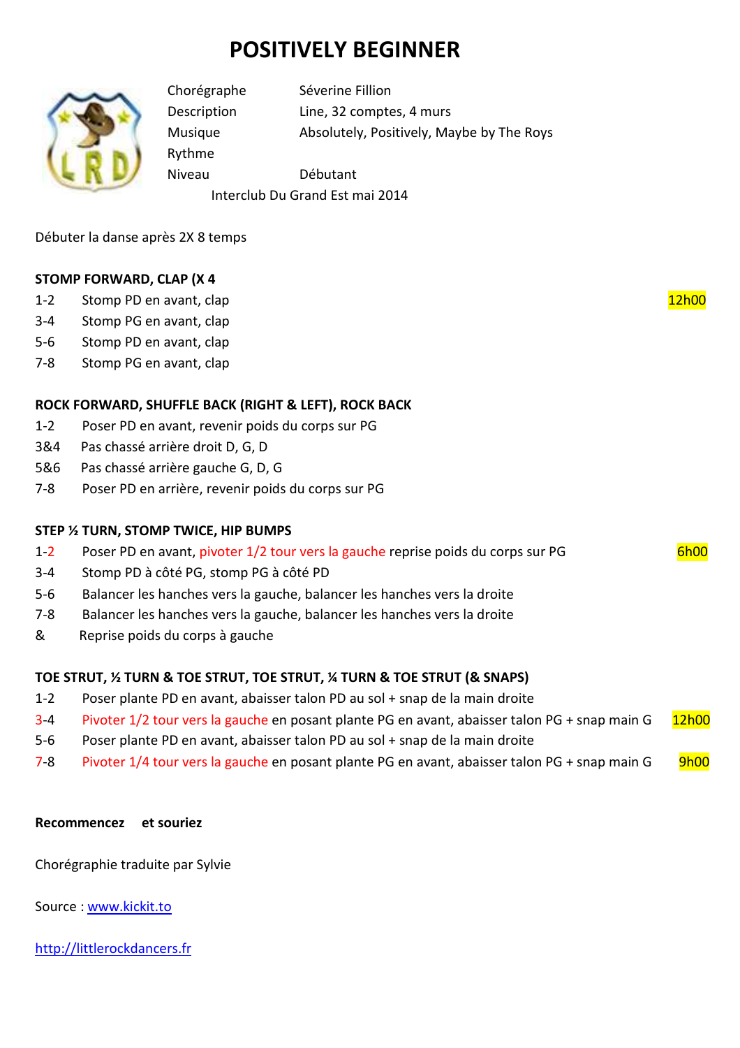# POSITIVELY BEGINNER

| | |
|---|---|
| Chorégraphe | Séverine Fillion |
| Description | Line, 32 comptes, 4 murs |
| Musique | Absolutely, Positively, Maybe by The Roys |
| Rythme | |
| Niveau | Débutant |

Interclub Du Grand Est mai 2014

Débuter la danse après 2X 8 temps

**STOMP FORWARD, CLAP (X 4**

1-2 Stomp PD en avant, clap 12h00
3-4 Stomp PG en avant, clap
5-6 Stomp PD en avant, clap
7-8 Stomp PG en avant, clap

**ROCK FORWARD, SHUFFLE BACK (RIGHT & LEFT), ROCK BACK**

1-2 Poser PD en avant, revenir poids du corps sur PG
3&4 Pas chassé arrière droit D, G, D
5&6 Pas chassé arrière gauche G, D, G
7-8 Poser PD en arrière, revenir poids du corps sur PG

**STEP ½ TURN, STOMP TWICE, HIP BUMPS**

1-2 Poser PD en avant, pivoter 1/2 tour vers la gauche reprise poids du corps sur PG 6h00
3-4 Stomp PD à côté PG, stomp PG à côté PD
5-6 Balancer les hanches vers la gauche, balancer les hanches vers la droite
7-8 Balancer les hanches vers la gauche, balancer les hanches vers la droite
& Reprise poids du corps à gauche

**TOE STRUT, ½ TURN & TOE STRUT, TOE STRUT, ¼ TURN & TOE STRUT (& SNAPS)**

1-2 Poser plante PD en avant, abaisser talon PD au sol + snap de la main droite
3-4 Pivoter 1/2 tour vers la gauche en posant plante PG en avant, abaisser talon PG + snap main G 12h00
5-6 Poser plante PD en avant, abaisser talon PD au sol + snap de la main droite
7-8 Pivoter 1/4 tour vers la gauche en posant plante PG en avant, abaisser talon PG + snap main G 9h00

**Recommencez et souriez**

Chorégraphie traduite par Sylvie

Source : www.kickit.to

http://littlerockdancers.fr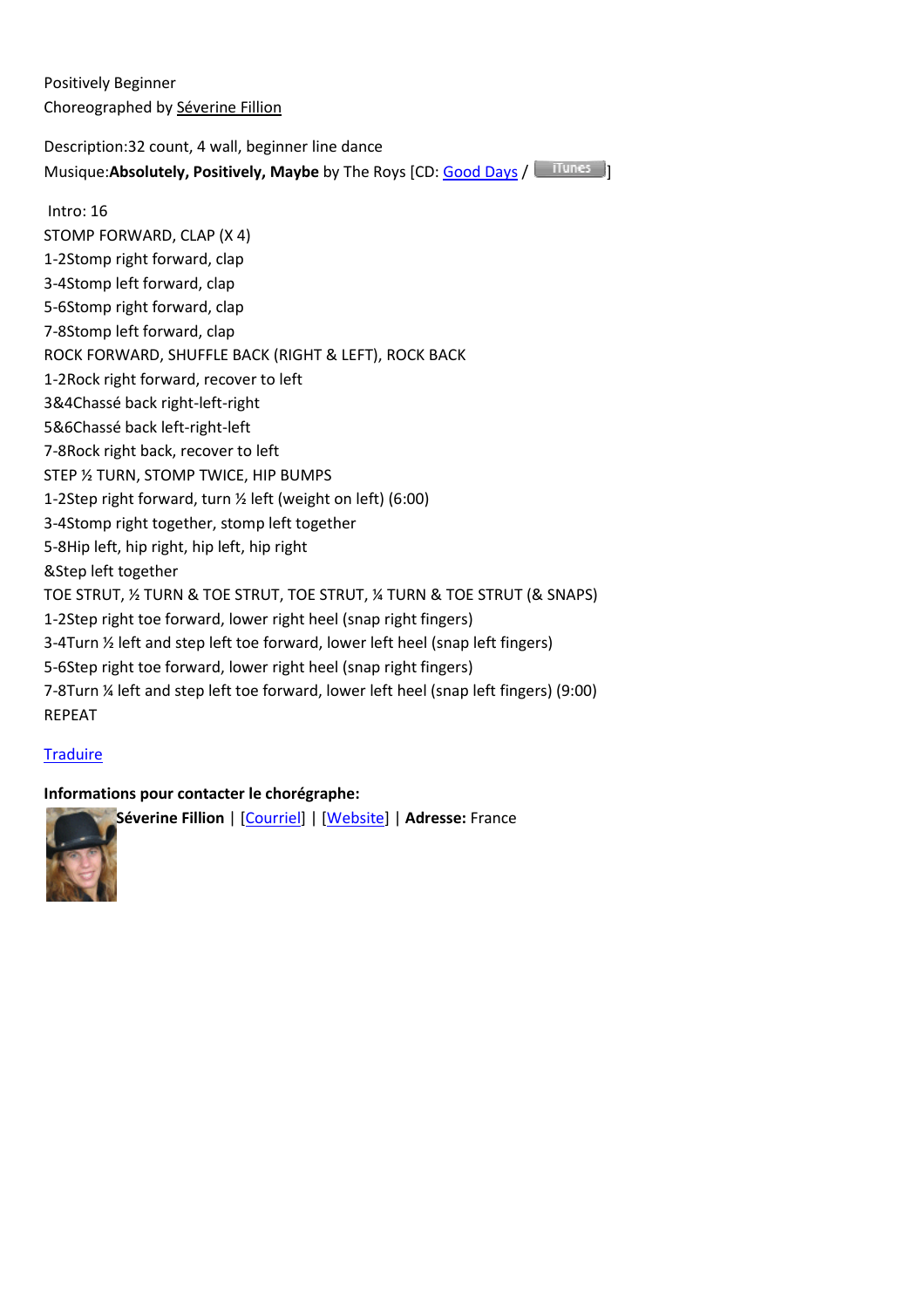Positively Beginner
Choreographed by Séverine Fillion

Description:32 count, 4 wall, beginner line dance
Musique:**Absolutely, Positively, Maybe** by The Roys [CD: Good Days / iTunes]

Intro: 16
STOMP FORWARD, CLAP (X 4)
1-2Stomp right forward, clap
3-4Stomp left forward, clap
5-6Stomp right forward, clap
7-8Stomp left forward, clap
ROCK FORWARD, SHUFFLE BACK (RIGHT & LEFT), ROCK BACK
1-2Rock right forward, recover to left
3&4Chassé back right-left-right
5&6Chassé back left-right-left
7-8Rock right back, recover to left
STEP ½ TURN, STOMP TWICE, HIP BUMPS
1-2Step right forward, turn ½ left (weight on left) (6:00)
3-4Stomp right together, stomp left together
5-8Hip left, hip right, hip left, hip right
&Step left together
TOE STRUT, ½ TURN & TOE STRUT, TOE STRUT, ¼ TURN & TOE STRUT (& SNAPS)
1-2Step right toe forward, lower right heel (snap right fingers)
3-4Turn ½ left and step left toe forward, lower left heel (snap left fingers)
5-6Step right toe forward, lower right heel (snap right fingers)
7-8Turn ¼ left and step left toe forward, lower left heel (snap left fingers) (9:00)
REPEAT

Traduire

**Informations pour contacter le chorégraphe:**
**Séverine Fillion** | [Courriel] | [Website] | **Adresse:** France